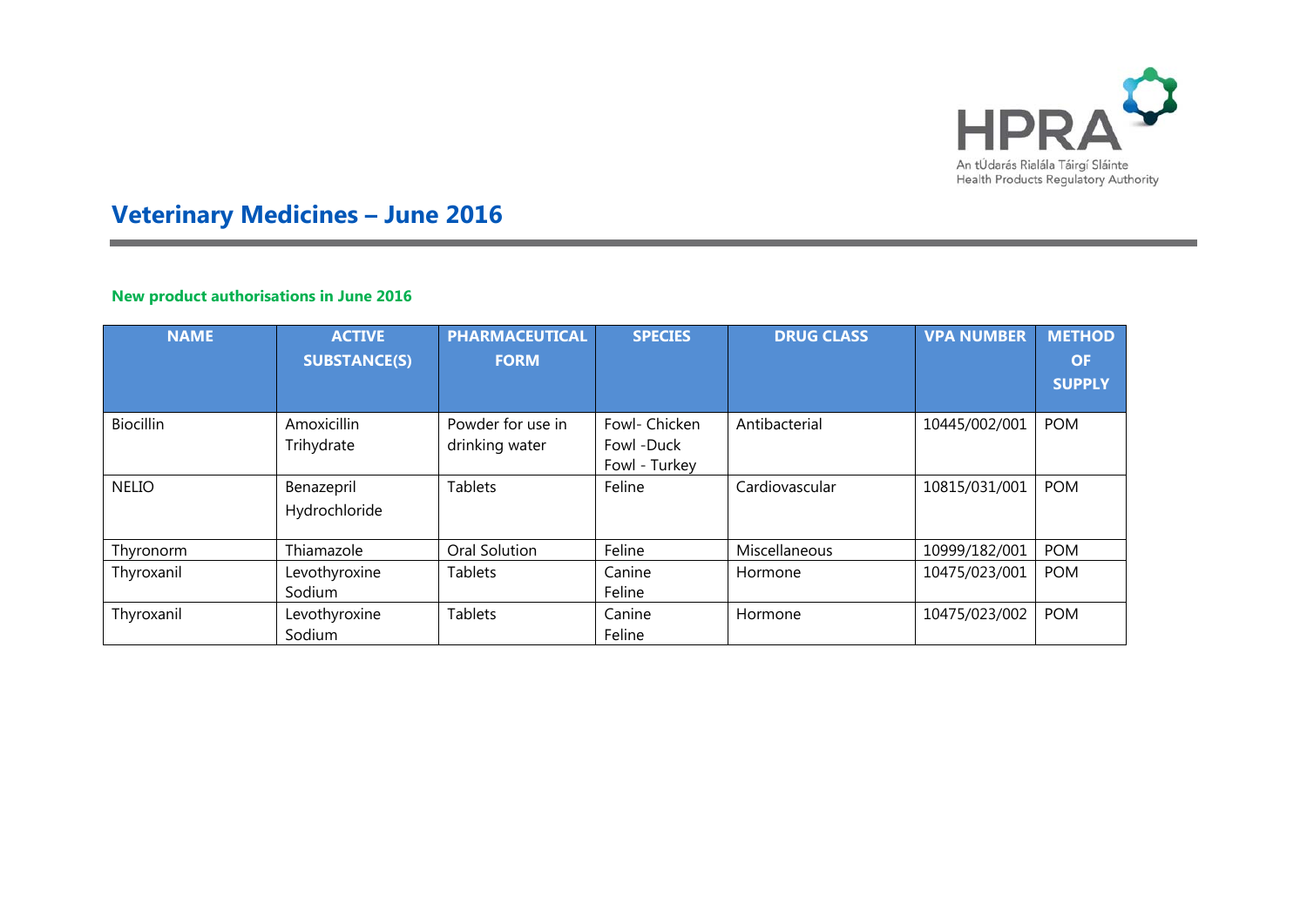# Veterinary Medicines – June 2016

## New product authorisations in June 2016

| NAME | ACTIVE SUBSTANCE(S) | PHARMACEUTICAL FORM | SPECIES | DRUG CLASS | VPA NUMBER | METHOD OF SUPPLY |
|---|---|---|---|---|---|---|
| Biocillin | Amoxicillin Trihydrate | Powder for use in drinking water | Fowl- Chicken<br>Fowl -Duck<br>Fowl - Turkey | Antibacterial | 10445/002/001 | POM |
| NELIO | Benazepril Hydrochloride | Tablets | Feline | Cardiovascular | 10815/031/001 | POM |
| Thyronorm | Thiamazole | Oral Solution | Feline | Miscellaneous | 10999/182/001 | POM |
| Thyroxanil | Levothyroxine Sodium | Tablets | Canine<br>Feline | Hormone | 10475/023/001 | POM |
| Thyroxanil | Levothyroxine Sodium | Tablets | Canine<br>Feline | Hormone | 10475/023/002 | POM |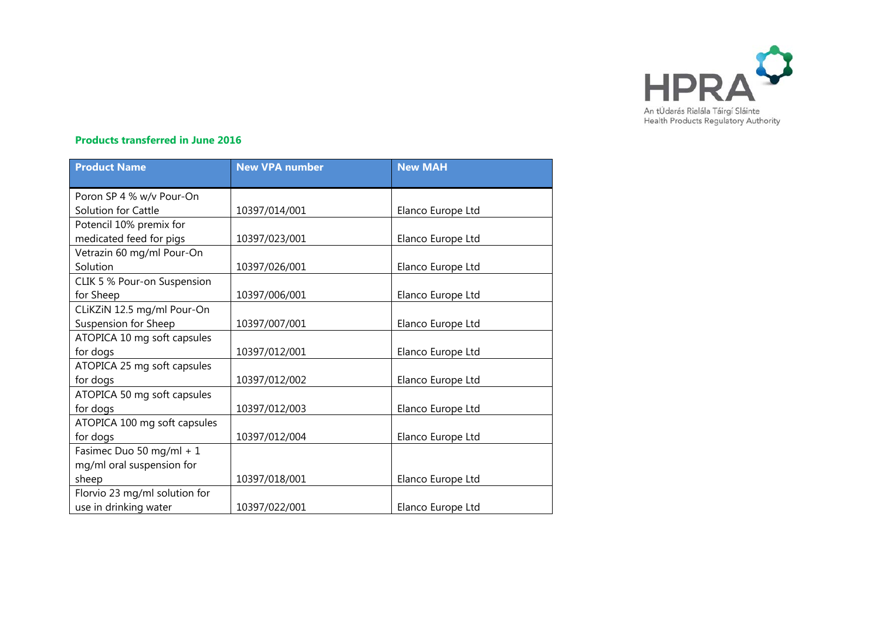**Products transferred in June 2016**

| Product Name | New VPA number | New MAH |
| --- | --- | --- |
| Poron SP 4 % w/v Pour-On Solution for Cattle | 10397/014/001 | Elanco Europe Ltd |
| Potencil 10% premix for medicated feed for pigs | 10397/023/001 | Elanco Europe Ltd |
| Vetrazin 60 mg/ml Pour-On Solution | 10397/026/001 | Elanco Europe Ltd |
| CLIK 5 % Pour-on Suspension for Sheep | 10397/006/001 | Elanco Europe Ltd |
| CLiKZiN 12.5 mg/ml Pour-On Suspension for Sheep | 10397/007/001 | Elanco Europe Ltd |
| ATOPICA 10 mg soft capsules for dogs | 10397/012/001 | Elanco Europe Ltd |
| ATOPICA 25 mg soft capsules for dogs | 10397/012/002 | Elanco Europe Ltd |
| ATOPICA 50 mg soft capsules for dogs | 10397/012/003 | Elanco Europe Ltd |
| ATOPICA 100 mg soft capsules for dogs | 10397/012/004 | Elanco Europe Ltd |
| Fasimec Duo 50 mg/ml + 1 mg/ml oral suspension for sheep | 10397/018/001 | Elanco Europe Ltd |
| Florvio 23 mg/ml solution for use in drinking water | 10397/022/001 | Elanco Europe Ltd |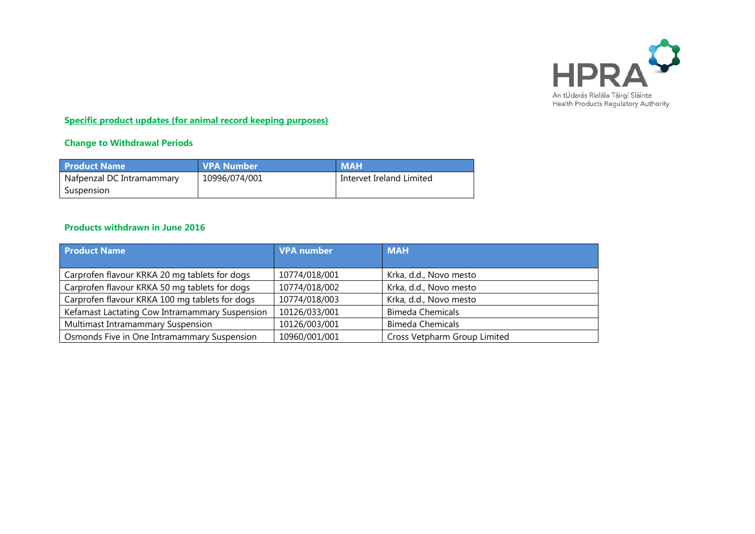## Specific product updates (for animal record keeping purposes)

### Change to Withdrawal Periods

| Product Name | VPA Number | MAH |
|---|---|---|
| Nafpenzal DC Intramammary Suspension | 10996/074/001 | Intervet Ireland Limited |

### Products withdrawn in June 2016

| Product Name | VPA number | MAH |
|---|---|---|
| Carprofen flavour KRKA 20 mg tablets for dogs | 10774/018/001 | Krka, d.d., Novo mesto |
| Carprofen flavour KRKA 50 mg tablets for dogs | 10774/018/002 | Krka, d.d., Novo mesto |
| Carprofen flavour KRKA 100 mg tablets for dogs | 10774/018/003 | Krka, d.d., Novo mesto |
| Kefamast Lactating Cow Intramammary Suspension | 10126/033/001 | Bimeda Chemicals |
| Multimast Intramammary Suspension | 10126/003/001 | Bimeda Chemicals |
| Osmonds Five in One Intramammary Suspension | 10960/001/001 | Cross Vetpharm Group Limited |